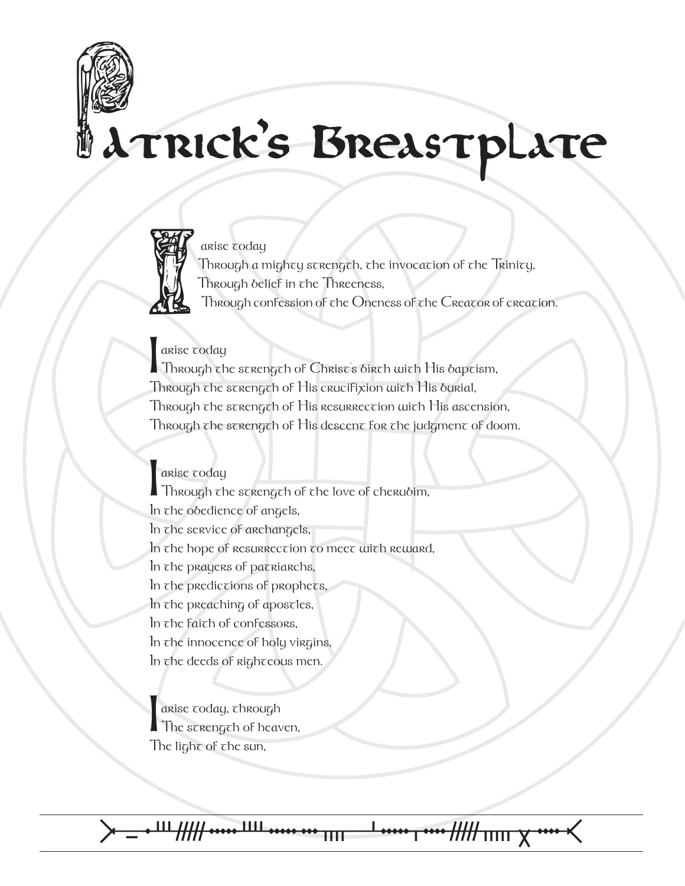# Patrick's Breastplate

I arise today
Through a mighty strength, the invocation of the Trinity,
Through belief in the Threeness,
Through confession of the Oneness of the Creator of creation.

I arise today
Through the strength of Christ's birth with His baptism,
Through the strength of His crucifixion with His burial,
Through the strength of His resurrection with His ascension,
Through the strength of His descent for the judgment of doom.

I arise today
Through the strength of the love of cherubim,
In the obedience of angels,
In the service of archangels,
In the hope of resurrection to meet with reward,
In the prayers of patriarchs,
In the predictions of prophets,
In the preaching of apostles,
In the faith of confessors,
In the innocence of holy virgins,
In the deeds of righteous men.

I arise today, through
The strength of heaven,
The light of the sun,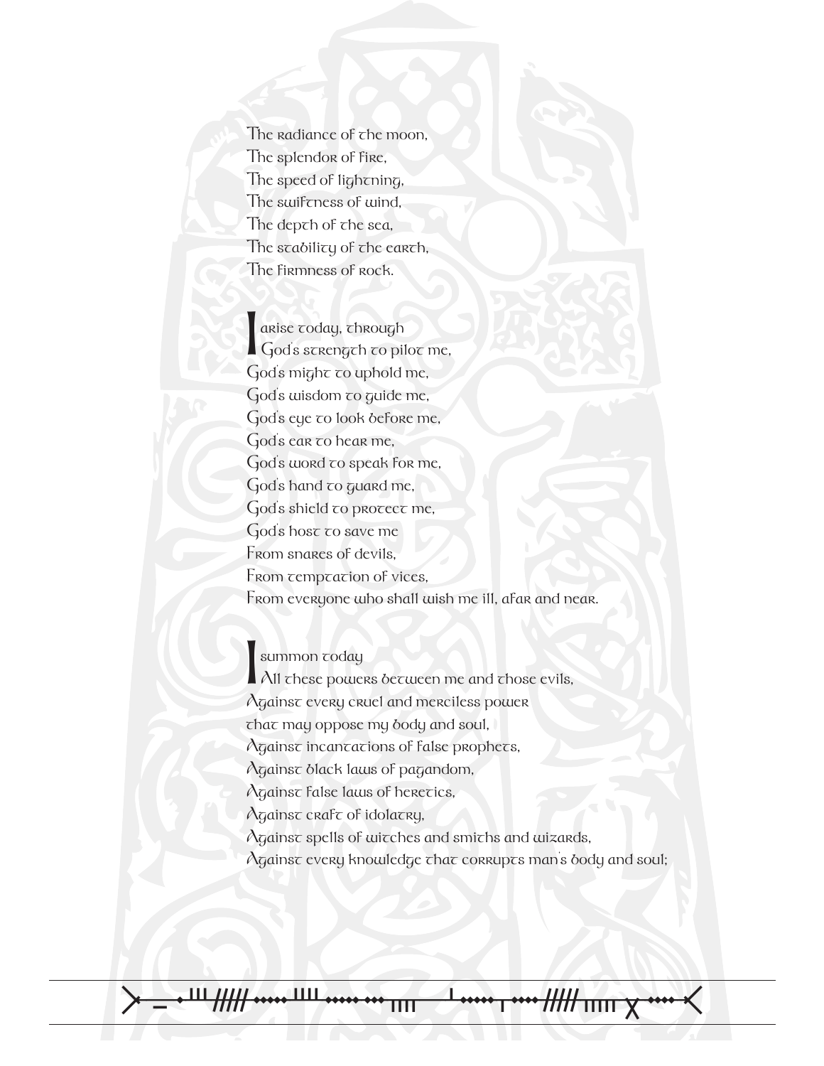The radiance of the moon,
The splendor of fire,
The speed of lightning,
The swiftness of wind,
The depth of the sea,
The stability of the earth,
The firmness of rock.

I arise today, through
God's strength to pilot me,
God's might to uphold me,
God's wisdom to guide me,
God's eye to look before me,
God's ear to hear me,
God's word to speak for me,
God's hand to guard me,
God's shield to protect me,
God's host to save me
From snares of devils,
From temptation of vices,
From everyone who shall wish me ill, afar and near.

I summon today
All these powers between me and those evils,
Against every cruel and merciless power
that may oppose my body and soul,
Against incantations of false prophets,
Against black laws of pagandom,
Against false laws of heretics,
Against craft of idolatry,
Against spells of witches and smiths and wizards,
Against every knowledge that corrupts man's body and soul;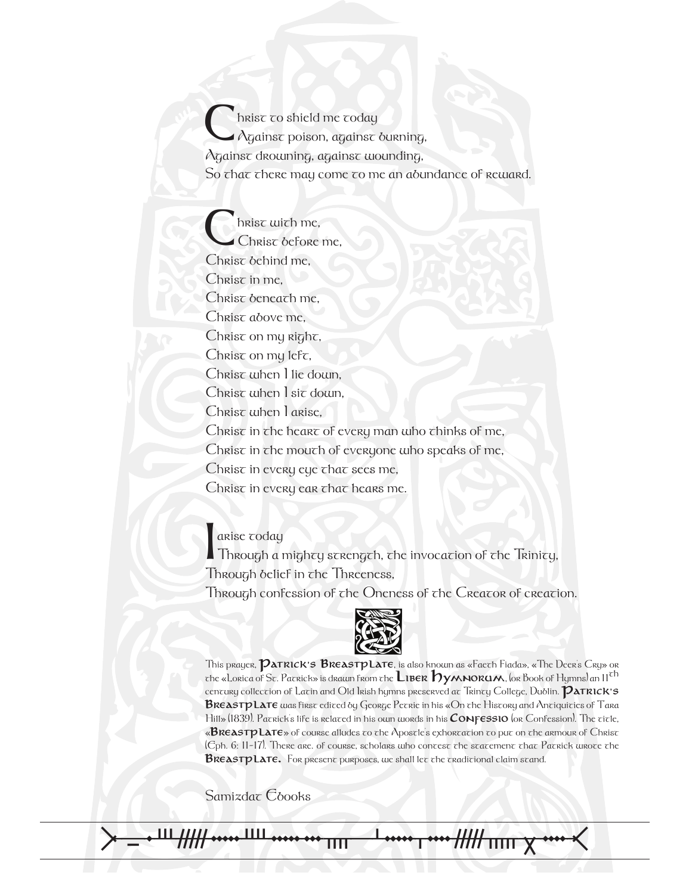Christ to shield me today
Against poison, against burning,
Against drowning, against wounding,
So that there may come to me an abundance of reward.

Christ with me,
Christ before me,
Christ behind me,
Christ in me,
Christ beneath me,
Christ above me,
Christ on my right,
Christ on my left,
Christ when I lie down,
Christ when I sit down,
Christ when I arise,
Christ in the heart of every man who thinks of me,
Christ in the mouth of everyone who speaks of me,
Christ in every eye that sees me,
Christ in every ear that hears me.

I arise today
Through a mighty strength, the invocation of the Trinity,
Through belief in the Threeness,
Through confession of the Oneness of the Creator of creation.

This prayer, **Patrick's Breastplate**, is also known as «Faeth Fiada», «The Deer's Cry» or the «Lorica of St. Patrick» is drawn from the **Liber Hymnorum**, (or Book of Hymns) an 11th century collection of Latin and Old Irish hymns preserved at Trinity College, Dublin. **Patrick's Breastplate** was first edited by George Petrie in his «On the History and Antiquities of Tara Hill» (1839). Patrick's life is related in his own words in his **Confessio** (or Confession). The title, «**Breastplate**» of course alludes to the Apostle's exhortation to put on the armour of Christ (Eph. 6: 11-17). There are, of course, scholars who contest the statement that Patrick wrote the **Breastplate.** For present purposes, we shall let the traditional claim stand.

Samizdat Ebooks